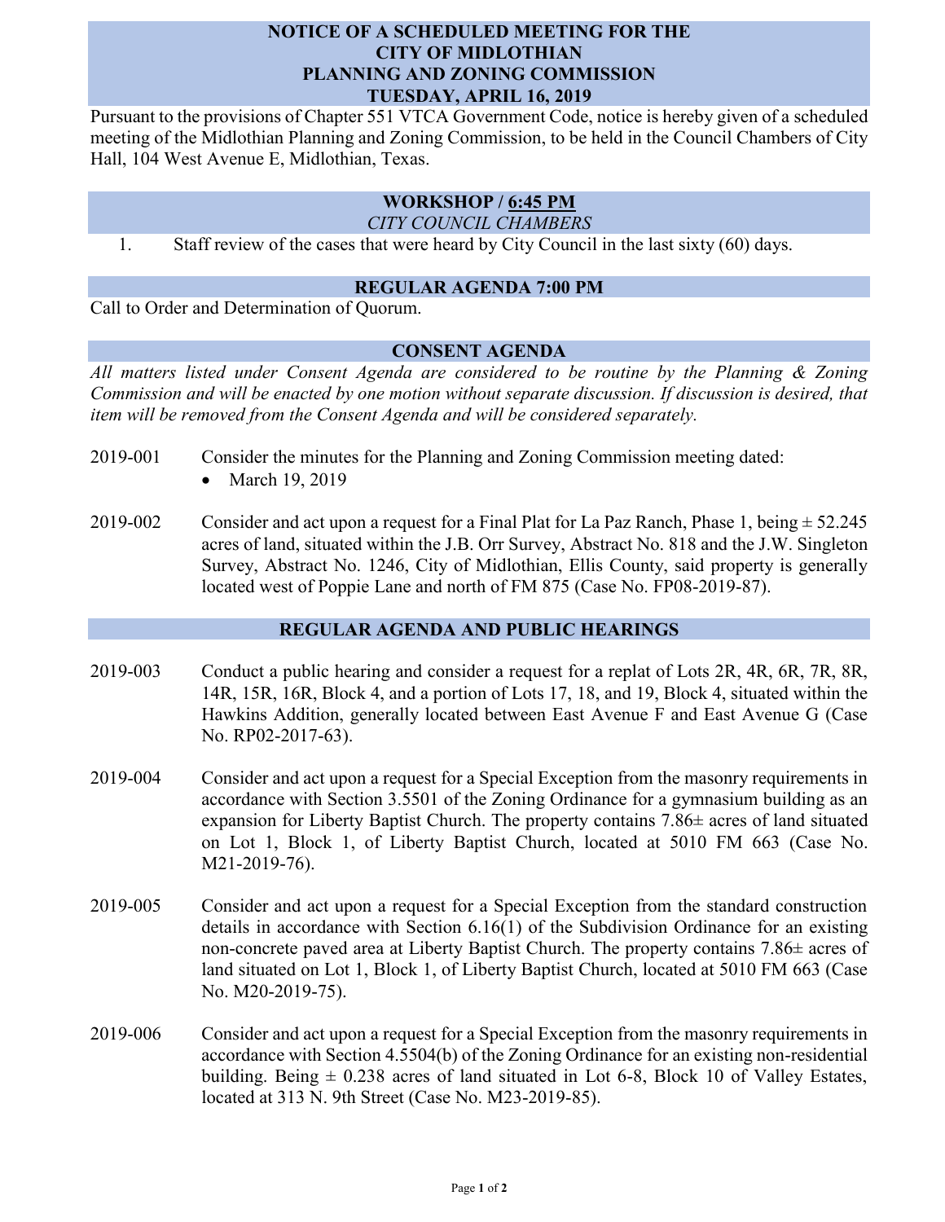# NOTICE OF A SCHEDULED MEETING FOR THE CITY OF MIDLOTHIAN PLANNING AND ZONING COMMISSION TUESDAY, APRIL 16, 2019

Pursuant to the provisions of Chapter 551 VTCA Government Code, notice is hereby given of a scheduled meeting of the Midlothian Planning and Zoning Commission, to be held in the Council Chambers of City Hall, 104 West Avenue E, Midlothian, Texas.

## WORKSHOP / 6:45 PM

*CITY COUNCIL CHAMBERS*

1. Staff review of the cases that were heard by City Council in the last sixty (60) days.

## REGULAR AGENDA 7:00 PM

Call to Order and Determination of Quorum.

## CONSENT AGENDA

*All matters listed under Consent Agenda are considered to be routine by the Planning & Zoning Commission and will be enacted by one motion without separate discussion. If discussion is desired, that item will be removed from the Consent Agenda and will be considered separately.*

2019-001 Consider the minutes for the Planning and Zoning Commission meeting dated:

- March 19, 2019

2019-002 Consider and act upon a request for a Final Plat for La Paz Ranch, Phase 1, being ± 52.245 acres of land, situated within the J.B. Orr Survey, Abstract No. 818 and the J.W. Singleton Survey, Abstract No. 1246, City of Midlothian, Ellis County, said property is generally located west of Poppie Lane and north of FM 875 (Case No. FP08-2019-87).

## REGULAR AGENDA AND PUBLIC HEARINGS

2019-003 Conduct a public hearing and consider a request for a replat of Lots 2R, 4R, 6R, 7R, 8R, 14R, 15R, 16R, Block 4, and a portion of Lots 17, 18, and 19, Block 4, situated within the Hawkins Addition, generally located between East Avenue F and East Avenue G (Case No. RP02-2017-63).

2019-004 Consider and act upon a request for a Special Exception from the masonry requirements in accordance with Section 3.5501 of the Zoning Ordinance for a gymnasium building as an expansion for Liberty Baptist Church. The property contains 7.86± acres of land situated on Lot 1, Block 1, of Liberty Baptist Church, located at 5010 FM 663 (Case No. M21-2019-76).

2019-005 Consider and act upon a request for a Special Exception from the standard construction details in accordance with Section 6.16(1) of the Subdivision Ordinance for an existing non-concrete paved area at Liberty Baptist Church. The property contains 7.86± acres of land situated on Lot 1, Block 1, of Liberty Baptist Church, located at 5010 FM 663 (Case No. M20-2019-75).

2019-006 Consider and act upon a request for a Special Exception from the masonry requirements in accordance with Section 4.5504(b) of the Zoning Ordinance for an existing non-residential building. Being ± 0.238 acres of land situated in Lot 6-8, Block 10 of Valley Estates, located at 313 N. 9th Street (Case No. M23-2019-85).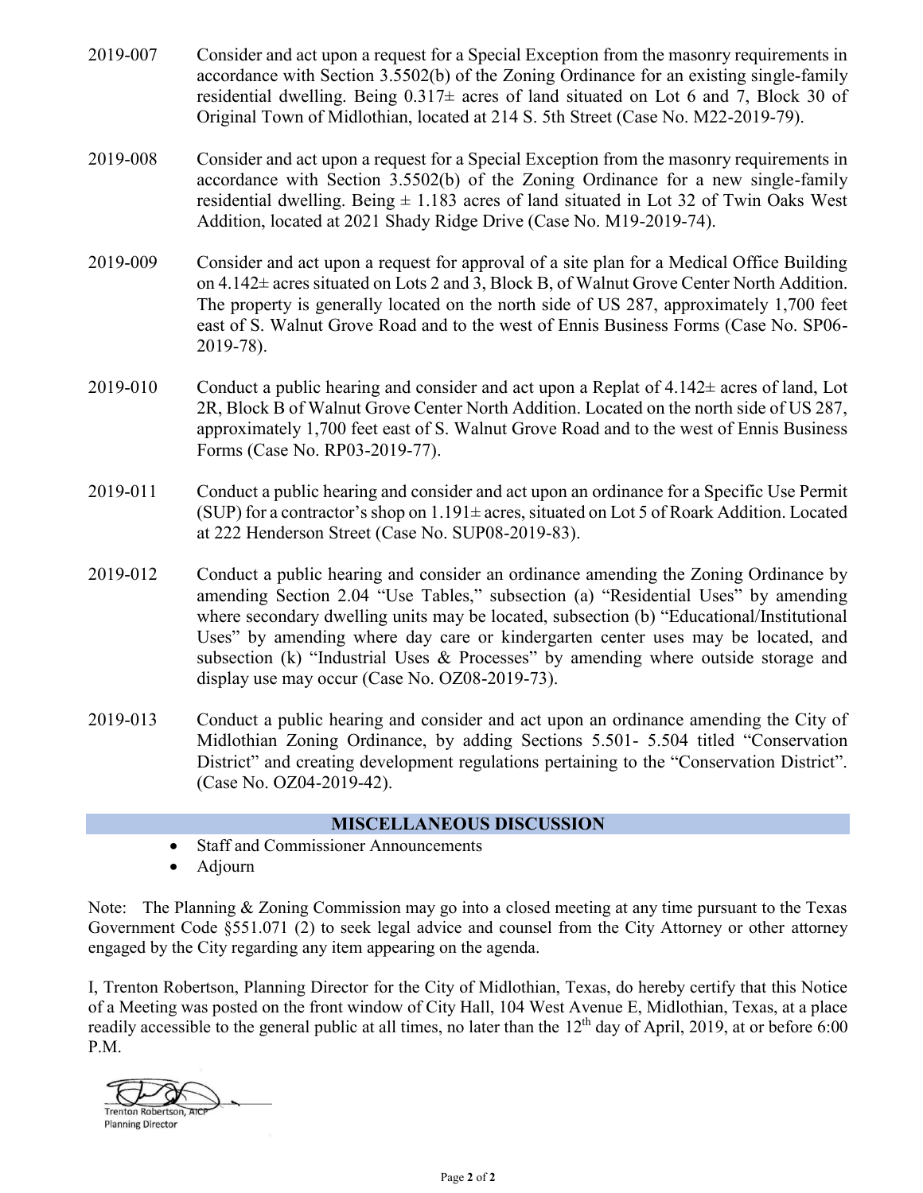2019-007 Consider and act upon a request for a Special Exception from the masonry requirements in accordance with Section 3.5502(b) of the Zoning Ordinance for an existing single-family residential dwelling. Being 0.317± acres of land situated on Lot 6 and 7, Block 30 of Original Town of Midlothian, located at 214 S. 5th Street (Case No. M22-2019-79).

2019-008 Consider and act upon a request for a Special Exception from the masonry requirements in accordance with Section 3.5502(b) of the Zoning Ordinance for a new single-family residential dwelling. Being ± 1.183 acres of land situated in Lot 32 of Twin Oaks West Addition, located at 2021 Shady Ridge Drive (Case No. M19-2019-74).

2019-009 Consider and act upon a request for approval of a site plan for a Medical Office Building on 4.142± acres situated on Lots 2 and 3, Block B, of Walnut Grove Center North Addition. The property is generally located on the north side of US 287, approximately 1,700 feet east of S. Walnut Grove Road and to the west of Ennis Business Forms (Case No. SP06-2019-78).

2019-010 Conduct a public hearing and consider and act upon a Replat of 4.142± acres of land, Lot 2R, Block B of Walnut Grove Center North Addition. Located on the north side of US 287, approximately 1,700 feet east of S. Walnut Grove Road and to the west of Ennis Business Forms (Case No. RP03-2019-77).

2019-011 Conduct a public hearing and consider and act upon an ordinance for a Specific Use Permit (SUP) for a contractor's shop on 1.191± acres, situated on Lot 5 of Roark Addition. Located at 222 Henderson Street (Case No. SUP08-2019-83).

2019-012 Conduct a public hearing and consider an ordinance amending the Zoning Ordinance by amending Section 2.04 "Use Tables," subsection (a) "Residential Uses" by amending where secondary dwelling units may be located, subsection (b) "Educational/Institutional Uses" by amending where day care or kindergarten center uses may be located, and subsection (k) "Industrial Uses & Processes" by amending where outside storage and display use may occur (Case No. OZ08-2019-73).

2019-013 Conduct a public hearing and consider and act upon an ordinance amending the City of Midlothian Zoning Ordinance, by adding Sections 5.501- 5.504 titled "Conservation District" and creating development regulations pertaining to the "Conservation District". (Case No. OZ04-2019-42).

## MISCELLANEOUS DISCUSSION

- Staff and Commissioner Announcements
- Adjourn

Note: The Planning & Zoning Commission may go into a closed meeting at any time pursuant to the Texas Government Code §551.071 (2) to seek legal advice and counsel from the City Attorney or other attorney engaged by the City regarding any item appearing on the agenda.

I, Trenton Robertson, Planning Director for the City of Midlothian, Texas, do hereby certify that this Notice of a Meeting was posted on the front window of City Hall, 104 West Avenue E, Midlothian, Texas, at a place readily accessible to the general public at all times, no later than the 12th day of April, 2019, at or before 6:00 P.M.

Trenton Robertson, AICP
Planning Director